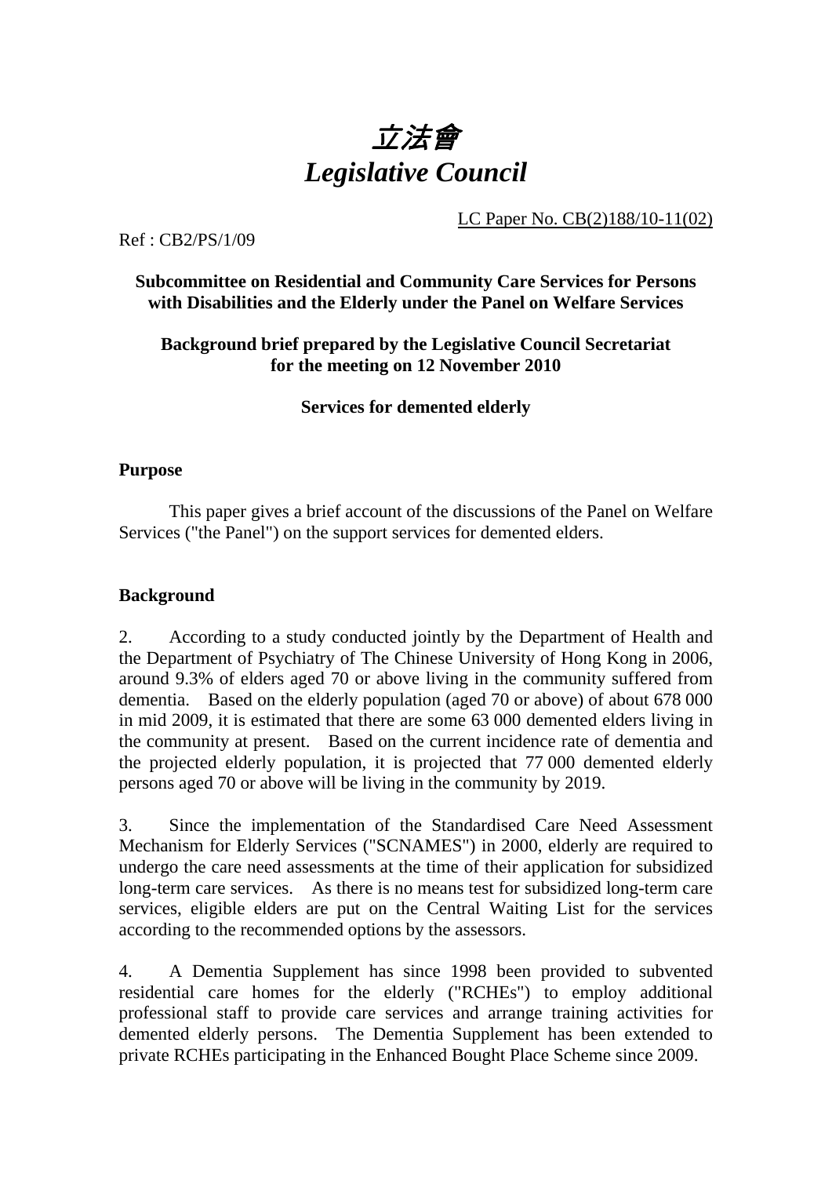# 立法會
# *Legislative Council*

LC Paper No. CB(2)188/10-11(02)

Ref : CB2/PS/1/09

**Subcommittee on Residential and Community Care Services for Persons with Disabilities and the Elderly under the Panel on Welfare Services**

**Background brief prepared by the Legislative Council Secretariat for the meeting on 12 November 2010**

**Services for demented elderly**

## Purpose

This paper gives a brief account of the discussions of the Panel on Welfare Services ("the Panel") on the support services for demented elders.

## Background

2. According to a study conducted jointly by the Department of Health and the Department of Psychiatry of The Chinese University of Hong Kong in 2006, around 9.3% of elders aged 70 or above living in the community suffered from dementia. Based on the elderly population (aged 70 or above) of about 678 000 in mid 2009, it is estimated that there are some 63 000 demented elders living in the community at present. Based on the current incidence rate of dementia and the projected elderly population, it is projected that 77 000 demented elderly persons aged 70 or above will be living in the community by 2019.

3. Since the implementation of the Standardised Care Need Assessment Mechanism for Elderly Services ("SCNAMES") in 2000, elderly are required to undergo the care need assessments at the time of their application for subsidized long-term care services. As there is no means test for subsidized long-term care services, eligible elders are put on the Central Waiting List for the services according to the recommended options by the assessors.

4. A Dementia Supplement has since 1998 been provided to subvented residential care homes for the elderly ("RCHEs") to employ additional professional staff to provide care services and arrange training activities for demented elderly persons. The Dementia Supplement has been extended to private RCHEs participating in the Enhanced Bought Place Scheme since 2009.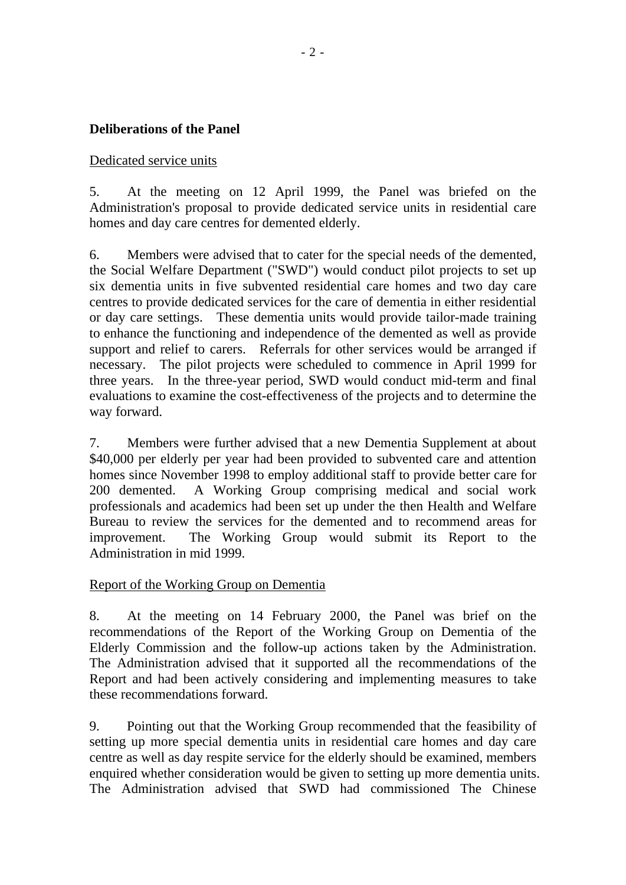**Deliberations of the Panel**

Dedicated service units

5. At the meeting on 12 April 1999, the Panel was briefed on the Administration's proposal to provide dedicated service units in residential care homes and day care centres for demented elderly.

6. Members were advised that to cater for the special needs of the demented, the Social Welfare Department ("SWD") would conduct pilot projects to set up six dementia units in five subvented residential care homes and two day care centres to provide dedicated services for the care of dementia in either residential or day care settings. These dementia units would provide tailor-made training to enhance the functioning and independence of the demented as well as provide support and relief to carers. Referrals for other services would be arranged if necessary. The pilot projects were scheduled to commence in April 1999 for three years. In the three-year period, SWD would conduct mid-term and final evaluations to examine the cost-effectiveness of the projects and to determine the way forward.

7. Members were further advised that a new Dementia Supplement at about $40,000 per elderly per year had been provided to subvented care and attention homes since November 1998 to employ additional staff to provide better care for 200 demented. A Working Group comprising medical and social work professionals and academics had been set up under the then Health and Welfare Bureau to review the services for the demented and to recommend areas for improvement. The Working Group would submit its Report to the Administration in mid 1999.

Report of the Working Group on Dementia

8. At the meeting on 14 February 2000, the Panel was brief on the recommendations of the Report of the Working Group on Dementia of the Elderly Commission and the follow-up actions taken by the Administration. The Administration advised that it supported all the recommendations of the Report and had been actively considering and implementing measures to take these recommendations forward.

9. Pointing out that the Working Group recommended that the feasibility of setting up more special dementia units in residential care homes and day care centre as well as day respite service for the elderly should be examined, members enquired whether consideration would be given to setting up more dementia units. The Administration advised that SWD had commissioned The Chinese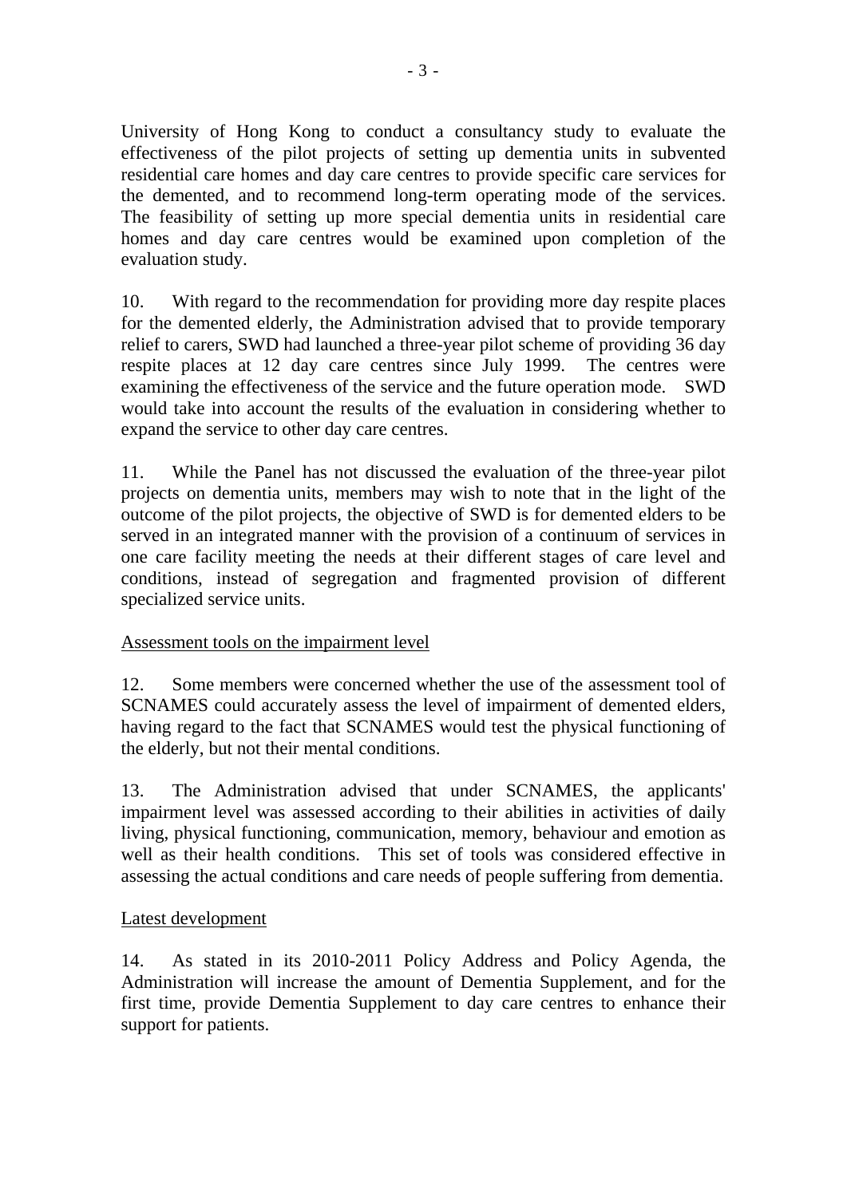University of Hong Kong to conduct a consultancy study to evaluate the effectiveness of the pilot projects of setting up dementia units in subvented residential care homes and day care centres to provide specific care services for the demented, and to recommend long-term operating mode of the services. The feasibility of setting up more special dementia units in residential care homes and day care centres would be examined upon completion of the evaluation study.

10. With regard to the recommendation for providing more day respite places for the demented elderly, the Administration advised that to provide temporary relief to carers, SWD had launched a three-year pilot scheme of providing 36 day respite places at 12 day care centres since July 1999. The centres were examining the effectiveness of the service and the future operation mode. SWD would take into account the results of the evaluation in considering whether to expand the service to other day care centres.

11. While the Panel has not discussed the evaluation of the three-year pilot projects on dementia units, members may wish to note that in the light of the outcome of the pilot projects, the objective of SWD is for demented elders to be served in an integrated manner with the provision of a continuum of services in one care facility meeting the needs at their different stages of care level and conditions, instead of segregation and fragmented provision of different specialized service units.

<u>Assessment tools on the impairment level</u>

12. Some members were concerned whether the use of the assessment tool of SCNAMES could accurately assess the level of impairment of demented elders, having regard to the fact that SCNAMES would test the physical functioning of the elderly, but not their mental conditions.

13. The Administration advised that under SCNAMES, the applicants' impairment level was assessed according to their abilities in activities of daily living, physical functioning, communication, memory, behaviour and emotion as well as their health conditions. This set of tools was considered effective in assessing the actual conditions and care needs of people suffering from dementia.

<u>Latest development</u>

14. As stated in its 2010-2011 Policy Address and Policy Agenda, the Administration will increase the amount of Dementia Supplement, and for the first time, provide Dementia Supplement to day care centres to enhance their support for patients.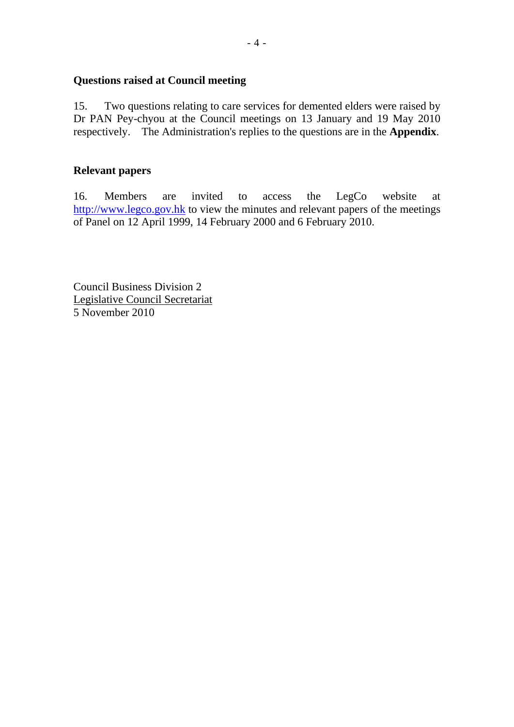**Questions raised at Council meeting**

15. Two questions relating to care services for demented elders were raised by Dr PAN Pey-chyou at the Council meetings on 13 January and 19 May 2010 respectively. The Administration's replies to the questions are in the **Appendix**.

**Relevant papers**

16. Members are invited to access the LegCo website at http://www.legco.gov.hk to view the minutes and relevant papers of the meetings of Panel on 12 April 1999, 14 February 2000 and 6 February 2010.

Council Business Division 2
Legislative Council Secretariat
5 November 2010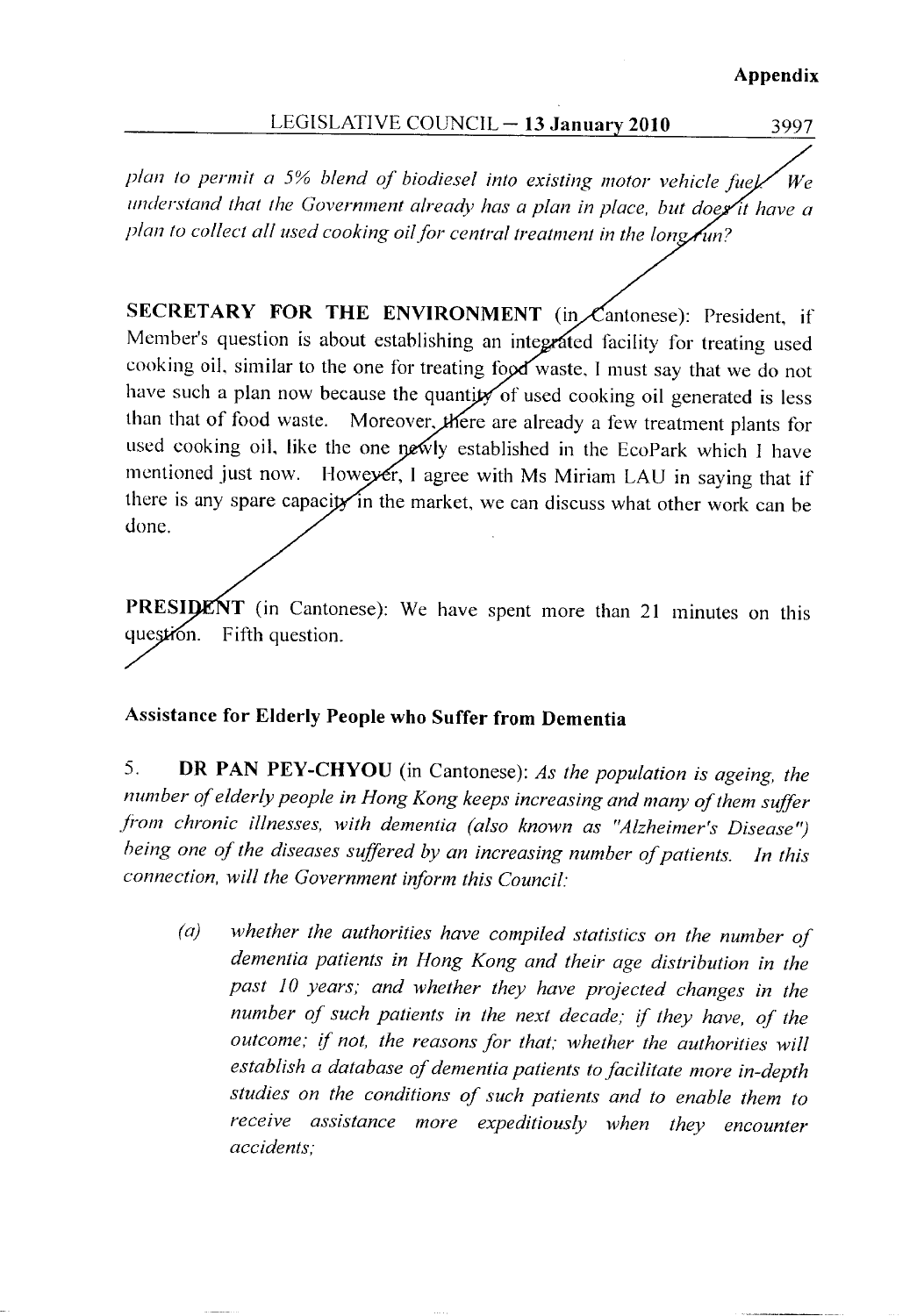*plan to permit a 5% blend of biodiesel into existing motor vehicle fuel. We understand that the Government already has a plan in place, but does it have a plan to collect all used cooking oil for central treatment in the long run?*

**SECRETARY FOR THE ENVIRONMENT** (in Cantonese): President, if Member's question is about establishing an integrated facility for treating used cooking oil, similar to the one for treating food waste, I must say that we do not have such a plan now because the quantity of used cooking oil generated is less than that of food waste. Moreover, there are already a few treatment plants for used cooking oil, like the one newly established in the EcoPark which I have mentioned just now. However, I agree with Ms Miriam LAU in saying that if there is any spare capacity in the market, we can discuss what other work can be done.

**PRESIDENT** (in Cantonese): We have spent more than 21 minutes on this question. Fifth question.

### Assistance for Elderly People who Suffer from Dementia

5. **DR PAN PEY-CHYOU** (in Cantonese): *As the population is ageing, the number of elderly people in Hong Kong keeps increasing and many of them suffer from chronic illnesses, with dementia (also known as "Alzheimer's Disease") being one of the diseases suffered by an increasing number of patients. In this connection, will the Government inform this Council:*

> *(a) whether the authorities have compiled statistics on the number of dementia patients in Hong Kong and their age distribution in the past 10 years; and whether they have projected changes in the number of such patients in the next decade; if they have, of the outcome; if not, the reasons for that; whether the authorities will establish a database of dementia patients to facilitate more in-depth studies on the conditions of such patients and to enable them to receive assistance more expeditiously when they encounter accidents;*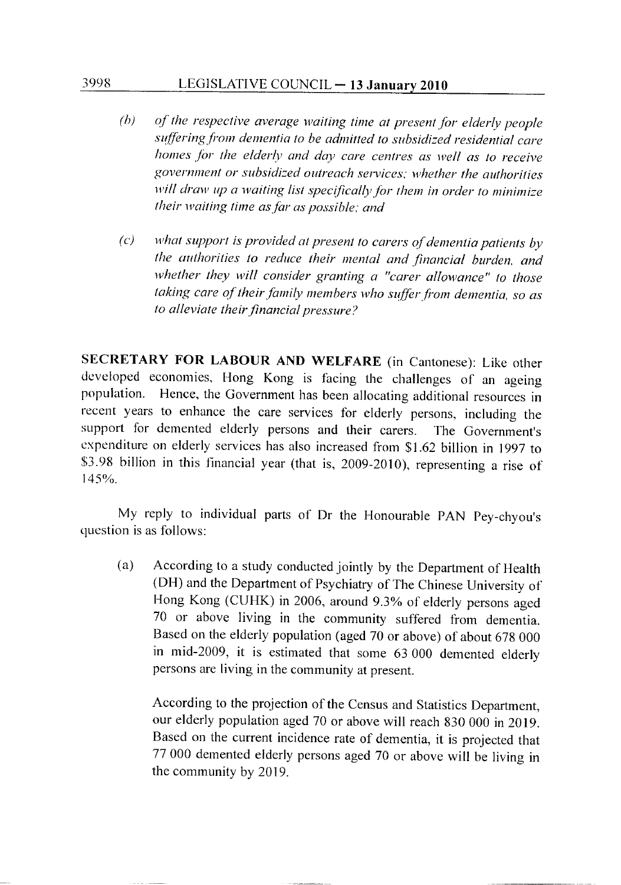*(b) of the respective average waiting time at present for elderly people suffering from dementia to be admitted to subsidized residential care homes for the elderly and day care centres as well as to receive government or subsidized outreach services; whether the authorities will draw up a waiting list specifically for them in order to minimize their waiting time as far as possible; and*

*(c) what support is provided at present to carers of dementia patients by the authorities to reduce their mental and financial burden, and whether they will consider granting a "carer allowance" to those taking care of their family members who suffer from dementia, so as to alleviate their financial pressure?*

**SECRETARY FOR LABOUR AND WELFARE** (in Cantonese): Like other developed economies, Hong Kong is facing the challenges of an ageing population. Hence, the Government has been allocating additional resources in recent years to enhance the care services for elderly persons, including the support for demented elderly persons and their carers. The Government's expenditure on elderly services has also increased from $1.62 billion in 1997 to $3.98 billion in this financial year (that is, 2009-2010), representing a rise of 145%.

My reply to individual parts of Dr the Honourable PAN Pey-chyou's question is as follows:

(a) According to a study conducted jointly by the Department of Health (DH) and the Department of Psychiatry of The Chinese University of Hong Kong (CUHK) in 2006, around 9.3% of elderly persons aged 70 or above living in the community suffered from dementia. Based on the elderly population (aged 70 or above) of about 678 000 in mid-2009, it is estimated that some 63 000 demented elderly persons are living in the community at present.

According to the projection of the Census and Statistics Department, our elderly population aged 70 or above will reach 830 000 in 2019. Based on the current incidence rate of dementia, it is projected that 77 000 demented elderly persons aged 70 or above will be living in the community by 2019.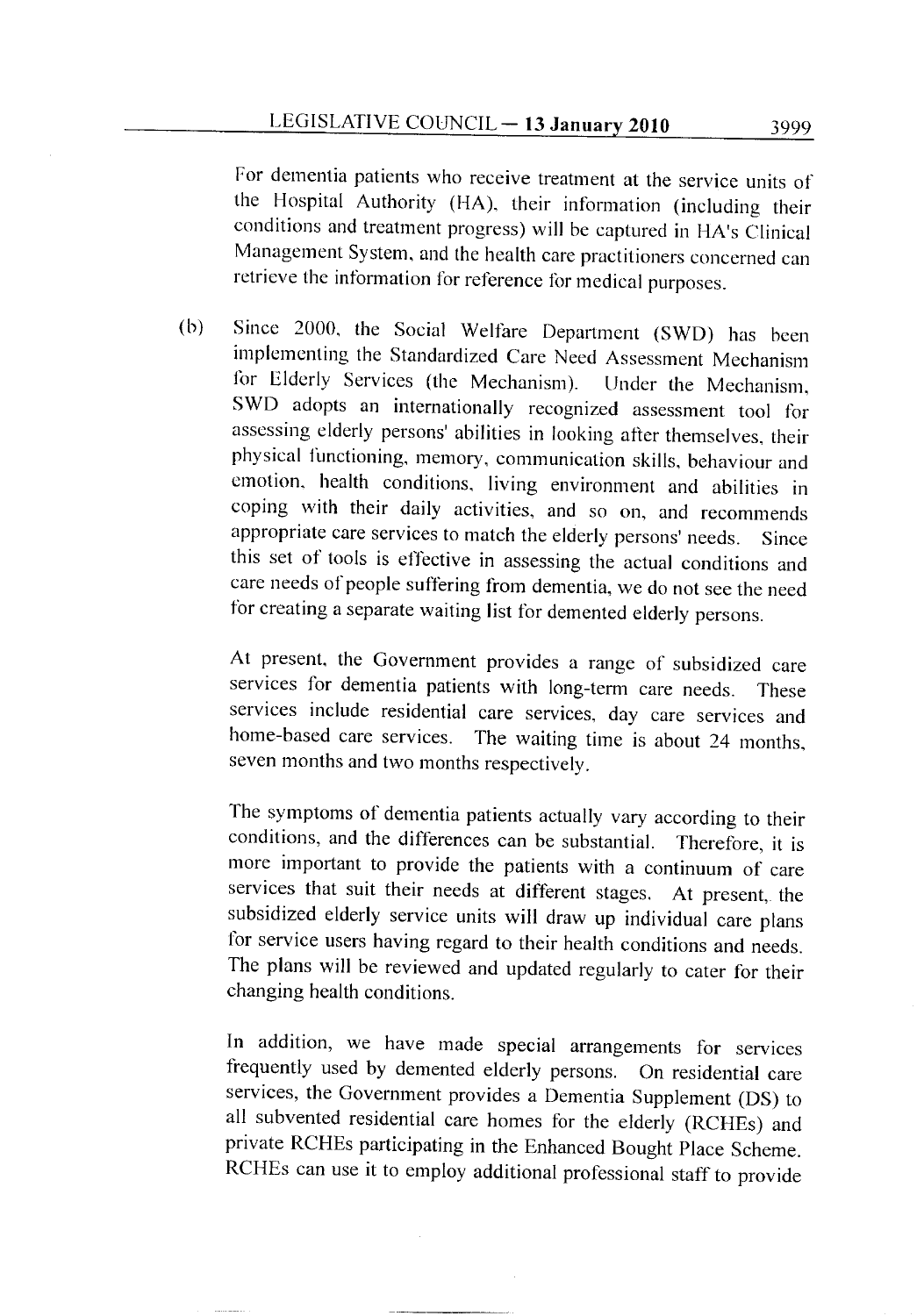For dementia patients who receive treatment at the service units of the Hospital Authority (HA), their information (including their conditions and treatment progress) will be captured in HA's Clinical Management System, and the health care practitioners concerned can retrieve the information for reference for medical purposes.

(b) Since 2000, the Social Welfare Department (SWD) has been implementing the Standardized Care Need Assessment Mechanism for Elderly Services (the Mechanism). Under the Mechanism, SWD adopts an internationally recognized assessment tool for assessing elderly persons' abilities in looking after themselves, their physical functioning, memory, communication skills, behaviour and emotion, health conditions, living environment and abilities in coping with their daily activities, and so on, and recommends appropriate care services to match the elderly persons' needs. Since this set of tools is effective in assessing the actual conditions and care needs of people suffering from dementia, we do not see the need for creating a separate waiting list for demented elderly persons.

At present, the Government provides a range of subsidized care services for dementia patients with long-term care needs. These services include residential care services, day care services and home-based care services. The waiting time is about 24 months, seven months and two months respectively.

The symptoms of dementia patients actually vary according to their conditions, and the differences can be substantial. Therefore, it is more important to provide the patients with a continuum of care services that suit their needs at different stages. At present, the subsidized elderly service units will draw up individual care plans for service users having regard to their health conditions and needs. The plans will be reviewed and updated regularly to cater for their changing health conditions.

In addition, we have made special arrangements for services frequently used by demented elderly persons. On residential care services, the Government provides a Dementia Supplement (DS) to all subvented residential care homes for the elderly (RCHEs) and private RCHEs participating in the Enhanced Bought Place Scheme. RCHEs can use it to employ additional professional staff to provide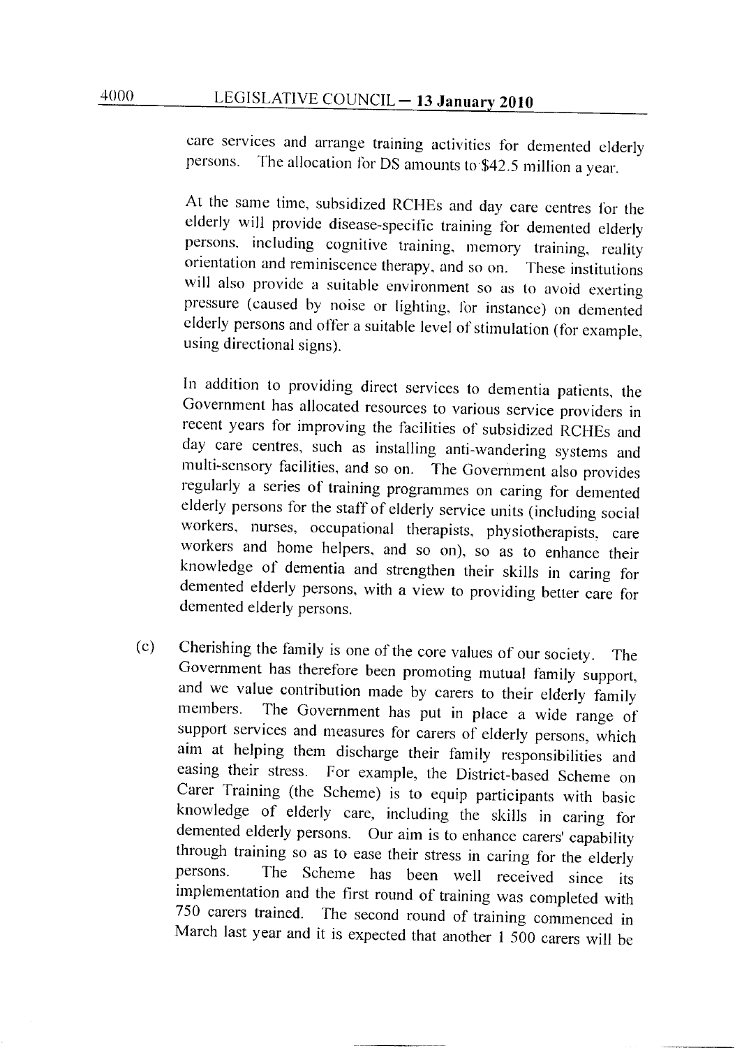care services and arrange training activities for demented elderly persons. The allocation for DS amounts to $42.5 million a year.

At the same time, subsidized RCHEs and day care centres for the elderly will provide disease-specific training for demented elderly persons, including cognitive training, memory training, reality orientation and reminiscence therapy, and so on. These institutions will also provide a suitable environment so as to avoid exerting pressure (caused by noise or lighting, for instance) on demented elderly persons and offer a suitable level of stimulation (for example, using directional signs).

In addition to providing direct services to dementia patients, the Government has allocated resources to various service providers in recent years for improving the facilities of subsidized RCHEs and day care centres, such as installing anti-wandering systems and multi-sensory facilities, and so on. The Government also provides regularly a series of training programmes on caring for demented elderly persons for the staff of elderly service units (including social workers, nurses, occupational therapists, physiotherapists, care workers and home helpers, and so on), so as to enhance their knowledge of dementia and strengthen their skills in caring for demented elderly persons, with a view to providing better care for demented elderly persons.

(c) Cherishing the family is one of the core values of our society. The Government has therefore been promoting mutual family support, and we value contribution made by carers to their elderly family members. The Government has put in place a wide range of support services and measures for carers of elderly persons, which aim at helping them discharge their family responsibilities and easing their stress. For example, the District-based Scheme on Carer Training (the Scheme) is to equip participants with basic knowledge of elderly care, including the skills in caring for demented elderly persons. Our aim is to enhance carers' capability through training so as to ease their stress in caring for the elderly persons. The Scheme has been well received since its implementation and the first round of training was completed with 750 carers trained. The second round of training commenced in March last year and it is expected that another 1 500 carers will be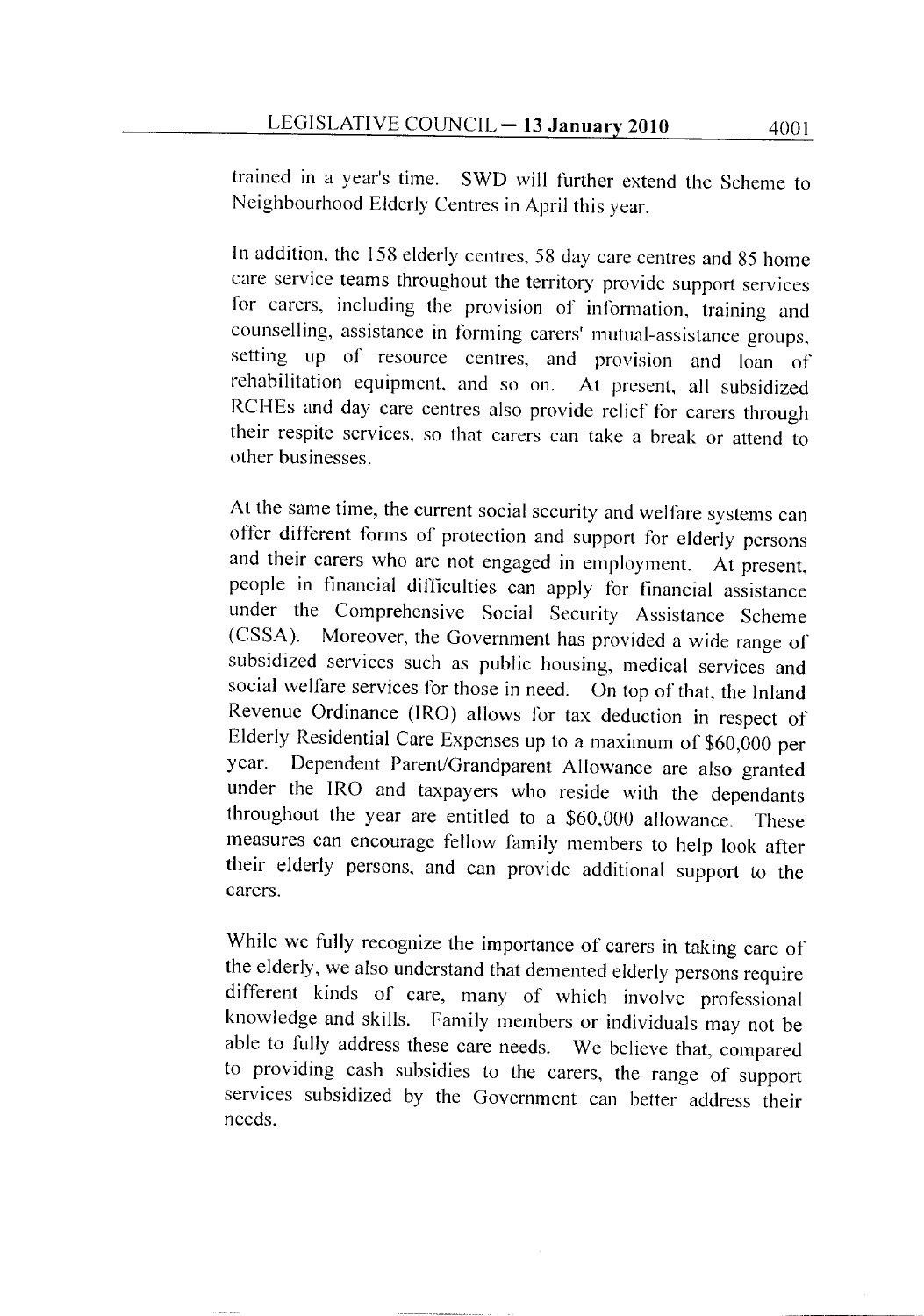trained in a year's time. SWD will further extend the Scheme to Neighbourhood Elderly Centres in April this year.

In addition, the 158 elderly centres, 58 day care centres and 85 home care service teams throughout the territory provide support services for carers, including the provision of information, training and counselling, assistance in forming carers' mutual-assistance groups, setting up of resource centres, and provision and loan of rehabilitation equipment, and so on. At present, all subsidized RCHEs and day care centres also provide relief for carers through their respite services, so that carers can take a break or attend to other businesses.

At the same time, the current social security and welfare systems can offer different forms of protection and support for elderly persons and their carers who are not engaged in employment. At present, people in financial difficulties can apply for financial assistance under the Comprehensive Social Security Assistance Scheme (CSSA). Moreover, the Government has provided a wide range of subsidized services such as public housing, medical services and social welfare services for those in need. On top of that, the Inland Revenue Ordinance (IRO) allows for tax deduction in respect of Elderly Residential Care Expenses up to a maximum of $60,000 per year. Dependent Parent/Grandparent Allowance are also granted under the IRO and taxpayers who reside with the dependants throughout the year are entitled to a $60,000 allowance. These measures can encourage fellow family members to help look after their elderly persons, and can provide additional support to the carers.

While we fully recognize the importance of carers in taking care of the elderly, we also understand that demented elderly persons require different kinds of care, many of which involve professional knowledge and skills. Family members or individuals may not be able to fully address these care needs. We believe that, compared to providing cash subsidies to the carers, the range of support services subsidized by the Government can better address their needs.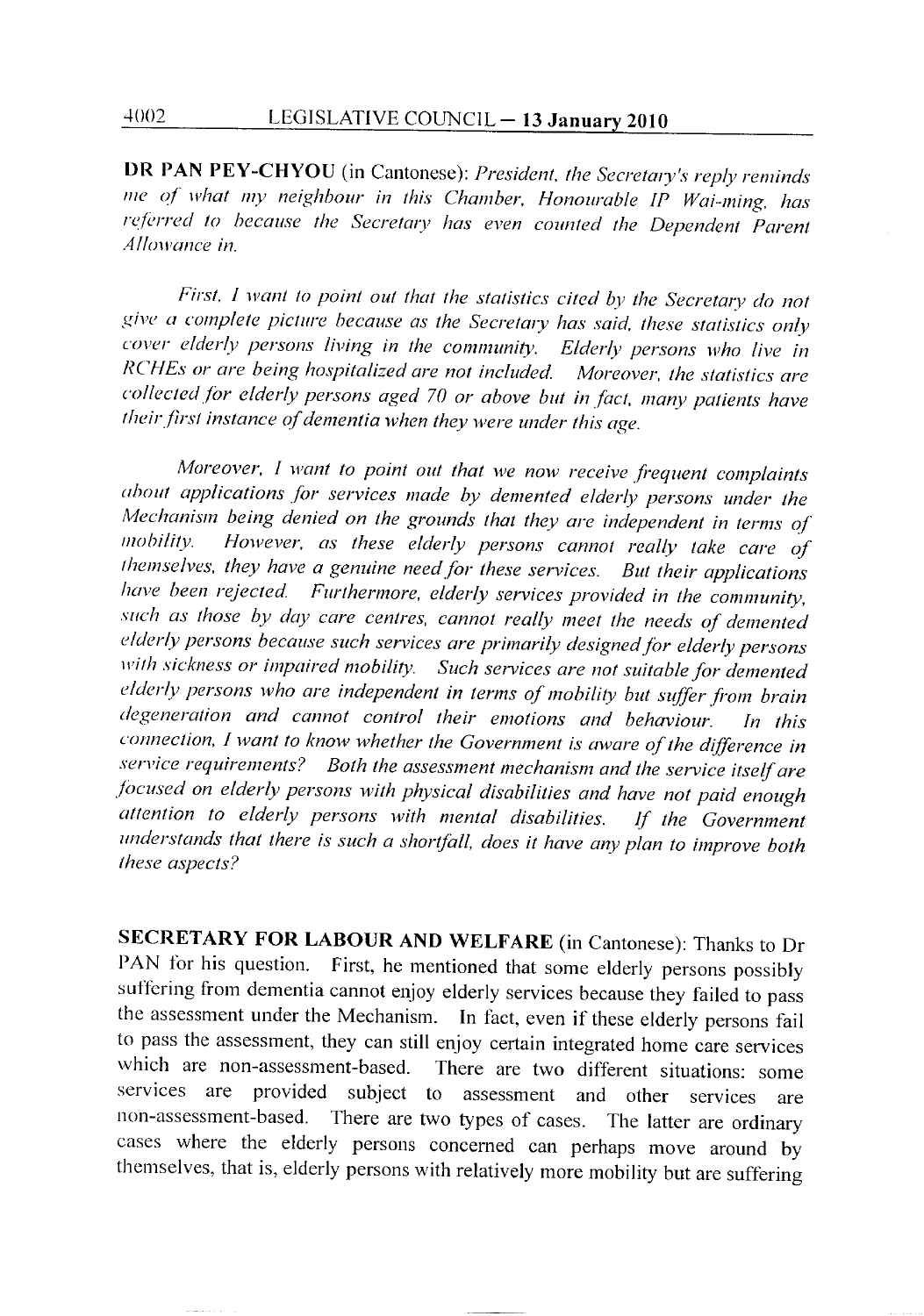**DR PAN PEY-CHYOU** (in Cantonese): *President, the Secretary's reply reminds me of what my neighbour in this Chamber, Honourable IP Wai-ming, has referred to because the Secretary has even counted the Dependent Parent Allowance in.*

*First, I want to point out that the statistics cited by the Secretary do not give a complete picture because as the Secretary has said, these statistics only cover elderly persons living in the community. Elderly persons who live in RCHEs or are being hospitalized are not included. Moreover, the statistics are collected for elderly persons aged 70 or above but in fact, many patients have their first instance of dementia when they were under this age.*

*Moreover, I want to point out that we now receive frequent complaints about applications for services made by demented elderly persons under the Mechanism being denied on the grounds that they are independent in terms of mobility. However, as these elderly persons cannot really take care of themselves, they have a genuine need for these services. But their applications have been rejected. Furthermore, elderly services provided in the community, such as those by day care centres, cannot really meet the needs of demented elderly persons because such services are primarily designed for elderly persons with sickness or impaired mobility. Such services are not suitable for demented elderly persons who are independent in terms of mobility but suffer from brain degeneration and cannot control their emotions and behaviour. In this connection, I want to know whether the Government is aware of the difference in service requirements? Both the assessment mechanism and the service itself are focused on elderly persons with physical disabilities and have not paid enough attention to elderly persons with mental disabilities. If the Government understands that there is such a shortfall, does it have any plan to improve both these aspects?*

**SECRETARY FOR LABOUR AND WELFARE** (in Cantonese): Thanks to Dr PAN for his question. First, he mentioned that some elderly persons possibly suffering from dementia cannot enjoy elderly services because they failed to pass the assessment under the Mechanism. In fact, even if these elderly persons fail to pass the assessment, they can still enjoy certain integrated home care services which are non-assessment-based. There are two different situations: some services are provided subject to assessment and other services are non-assessment-based. There are two types of cases. The latter are ordinary cases where the elderly persons concerned can perhaps move around by themselves, that is, elderly persons with relatively more mobility but are suffering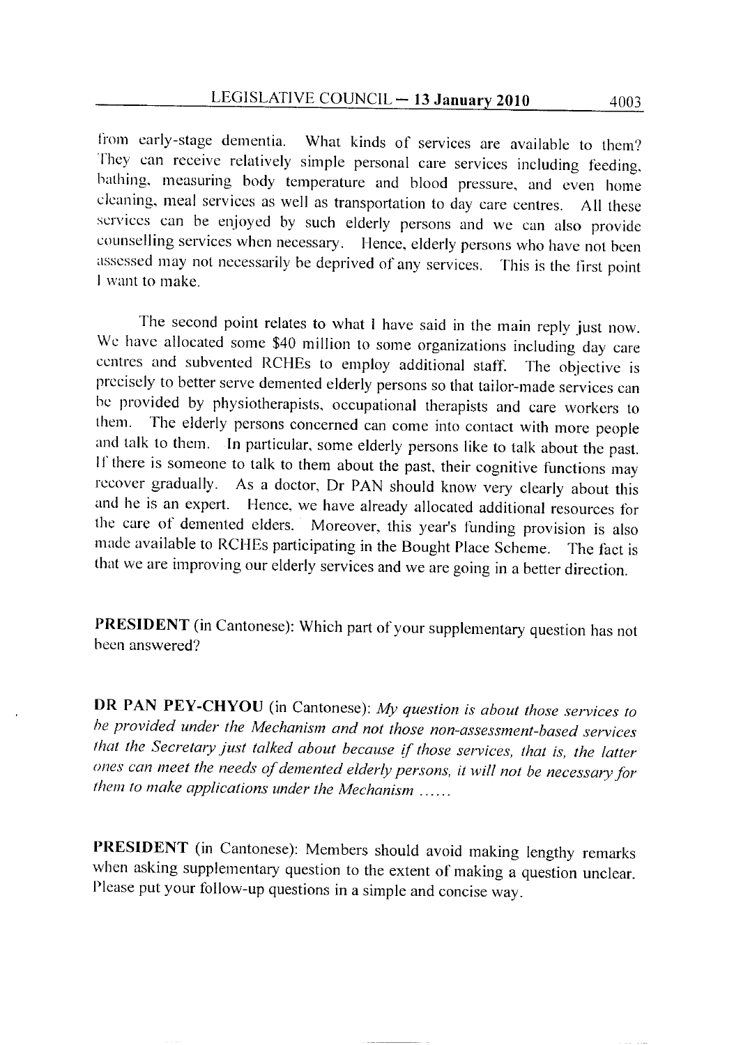from early-stage dementia. What kinds of services are available to them? They can receive relatively simple personal care services including feeding, bathing, measuring body temperature and blood pressure, and even home cleaning, meal services as well as transportation to day care centres. All these services can be enjoyed by such elderly persons and we can also provide counselling services when necessary. Hence, elderly persons who have not been assessed may not necessarily be deprived of any services. This is the first point I want to make.

The second point relates to what I have said in the main reply just now. We have allocated some $40 million to some organizations including day care centres and subvented RCHEs to employ additional staff. The objective is precisely to better serve demented elderly persons so that tailor-made services can be provided by physiotherapists, occupational therapists and care workers to them. The elderly persons concerned can come into contact with more people and talk to them. In particular, some elderly persons like to talk about the past. If there is someone to talk to them about the past, their cognitive functions may recover gradually. As a doctor, Dr PAN should know very clearly about this and he is an expert. Hence, we have already allocated additional resources for the care of demented elders. Moreover, this year's funding provision is also made available to RCHEs participating in the Bought Place Scheme. The fact is that we are improving our elderly services and we are going in a better direction.

**PRESIDENT** (in Cantonese): Which part of your supplementary question has not been answered?

**DR PAN PEY-CHYOU** (in Cantonese): *My question is about those services to be provided under the Mechanism and not those non-assessment-based services that the Secretary just talked about because if those services, that is, the latter ones can meet the needs of demented elderly persons, it will not be necessary for them to make applications under the Mechanism ......*

**PRESIDENT** (in Cantonese): Members should avoid making lengthy remarks when asking supplementary question to the extent of making a question unclear. Please put your follow-up questions in a simple and concise way.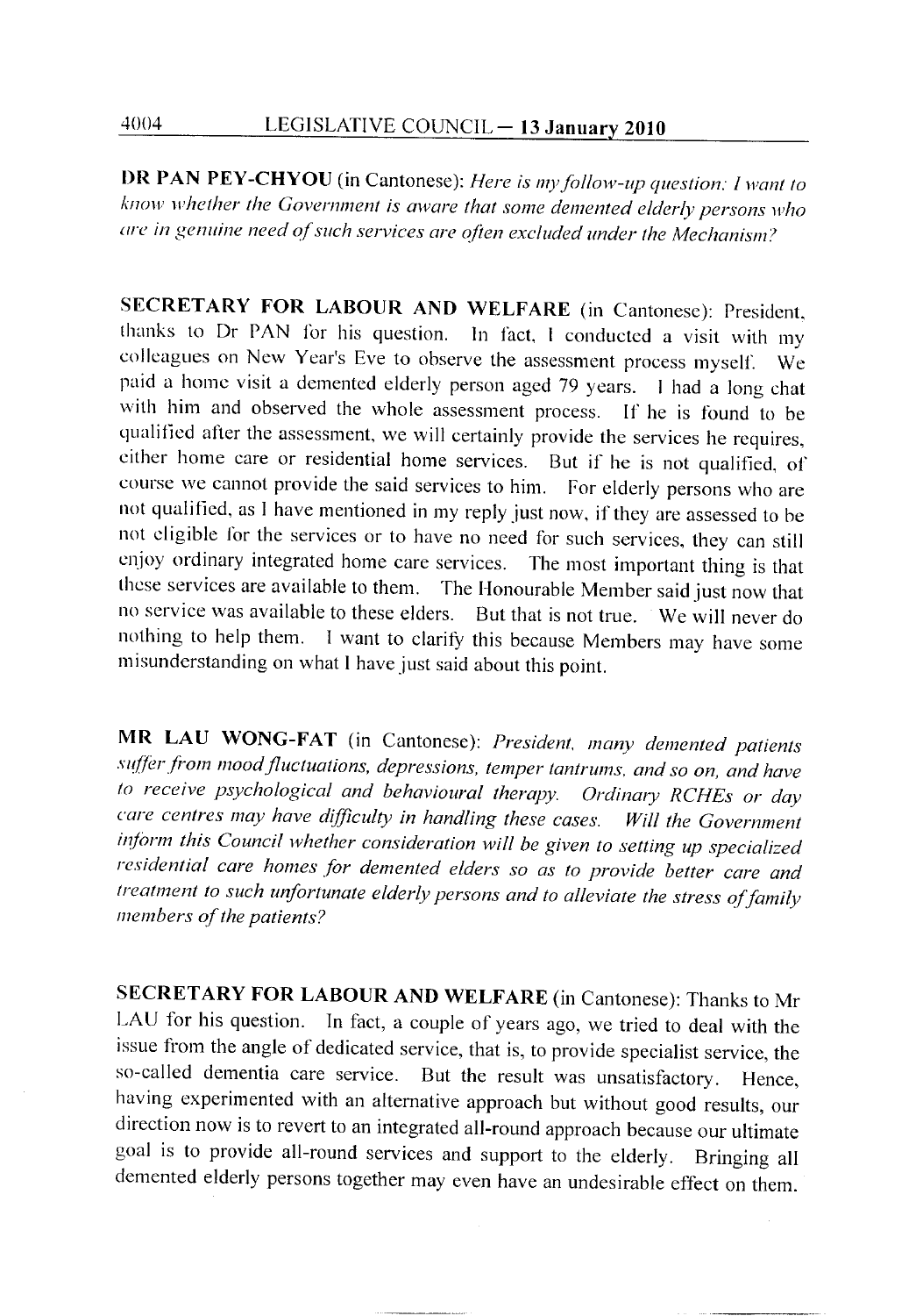**DR PAN PEY-CHYOU** (in Cantonese): *Here is my follow-up question: I want to know whether the Government is aware that some demented elderly persons who are in genuine need of such services are often excluded under the Mechanism?*

**SECRETARY FOR LABOUR AND WELFARE** (in Cantonese): President, thanks to Dr PAN for his question. In fact, I conducted a visit with my colleagues on New Year's Eve to observe the assessment process myself. We paid a home visit a demented elderly person aged 79 years. I had a long chat with him and observed the whole assessment process. If he is found to be qualified after the assessment, we will certainly provide the services he requires, either home care or residential home services. But if he is not qualified, of course we cannot provide the said services to him. For elderly persons who are not qualified, as I have mentioned in my reply just now, if they are assessed to be not eligible for the services or to have no need for such services, they can still enjoy ordinary integrated home care services. The most important thing is that these services are available to them. The Honourable Member said just now that no service was available to these elders. But that is not true. We will never do nothing to help them. I want to clarify this because Members may have some misunderstanding on what I have just said about this point.

**MR LAU WONG-FAT** (in Cantonese): *President, many demented patients suffer from mood fluctuations, depressions, temper tantrums, and so on, and have to receive psychological and behavioural therapy. Ordinary RCHEs or day care centres may have difficulty in handling these cases. Will the Government inform this Council whether consideration will be given to setting up specialized residential care homes for demented elders so as to provide better care and treatment to such unfortunate elderly persons and to alleviate the stress of family members of the patients?*

**SECRETARY FOR LABOUR AND WELFARE** (in Cantonese): Thanks to Mr LAU for his question. In fact, a couple of years ago, we tried to deal with the issue from the angle of dedicated service, that is, to provide specialist service, the so-called dementia care service. But the result was unsatisfactory. Hence, having experimented with an alternative approach but without good results, our direction now is to revert to an integrated all-round approach because our ultimate goal is to provide all-round services and support to the elderly. Bringing all demented elderly persons together may even have an undesirable effect on them.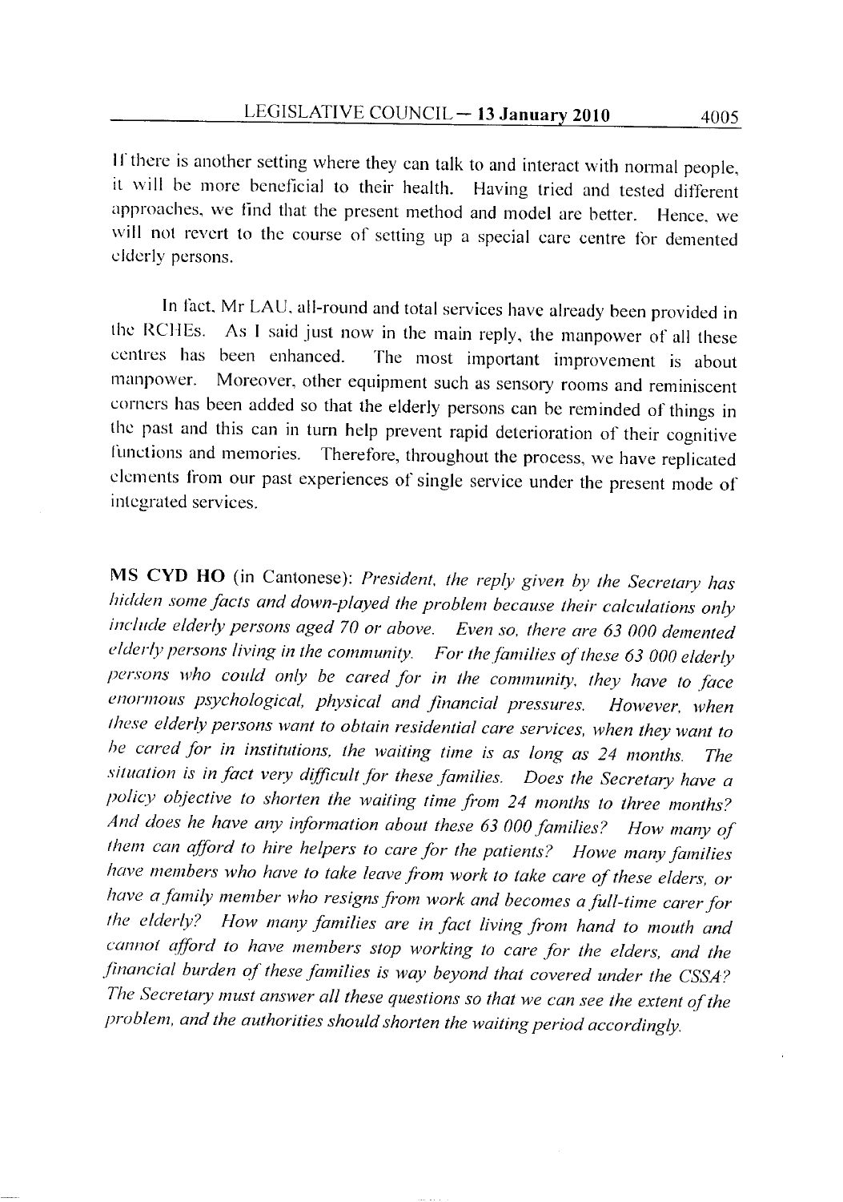If there is another setting where they can talk to and interact with normal people, it will be more beneficial to their health. Having tried and tested different approaches, we find that the present method and model are better. Hence, we will not revert to the course of setting up a special care centre for demented elderly persons.

In fact, Mr LAU, all-round and total services have already been provided in the RCHEs. As I said just now in the main reply, the manpower of all these centres has been enhanced. The most important improvement is about manpower. Moreover, other equipment such as sensory rooms and reminiscent corners has been added so that the elderly persons can be reminded of things in the past and this can in turn help prevent rapid deterioration of their cognitive functions and memories. Therefore, throughout the process, we have replicated elements from our past experiences of single service under the present mode of integrated services.

**MS CYD HO** (in Cantonese): *President, the reply given by the Secretary has hidden some facts and down-played the problem because their calculations only include elderly persons aged 70 or above. Even so, there are 63 000 demented elderly persons living in the community. For the families of these 63 000 elderly persons who could only be cared for in the community, they have to face enormous psychological, physical and financial pressures. However, when these elderly persons want to obtain residential care services, when they want to be cared for in institutions, the waiting time is as long as 24 months. The situation is in fact very difficult for these families. Does the Secretary have a policy objective to shorten the waiting time from 24 months to three months? And does he have any information about these 63 000 families? How many of them can afford to hire helpers to care for the patients? Howe many families have members who have to take leave from work to take care of these elders, or have a family member who resigns from work and becomes a full-time carer for the elderly? How many families are in fact living from hand to mouth and cannot afford to have members stop working to care for the elders, and the financial burden of these families is way beyond that covered under the CSSA? The Secretary must answer all these questions so that we can see the extent of the problem, and the authorities should shorten the waiting period accordingly.*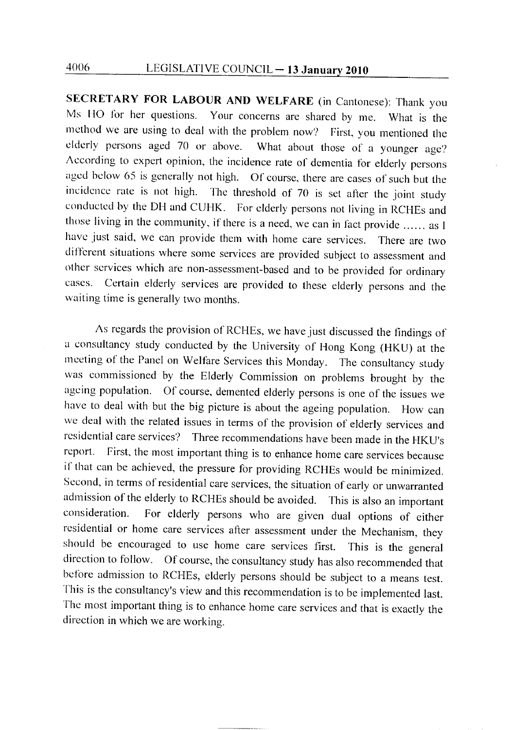**SECRETARY FOR LABOUR AND WELFARE** (in Cantonese): Thank you Ms HO for her questions. Your concerns are shared by me. What is the method we are using to deal with the problem now? First, you mentioned the elderly persons aged 70 or above. What about those of a younger age? According to expert opinion, the incidence rate of dementia for elderly persons aged below 65 is generally not high. Of course, there are cases of such but the incidence rate is not high. The threshold of 70 is set after the joint study conducted by the DH and CUHK. For elderly persons not living in RCHEs and those living in the community, if there is a need, we can in fact provide ...... as I have just said, we can provide them with home care services. There are two different situations where some services are provided subject to assessment and other services which are non-assessment-based and to be provided for ordinary cases. Certain elderly services are provided to these elderly persons and the waiting time is generally two months.

As regards the provision of RCHEs, we have just discussed the findings of a consultancy study conducted by the University of Hong Kong (HKU) at the meeting of the Panel on Welfare Services this Monday. The consultancy study was commissioned by the Elderly Commission on problems brought by the ageing population. Of course, demented elderly persons is one of the issues we have to deal with but the big picture is about the ageing population. How can we deal with the related issues in terms of the provision of elderly services and residential care services? Three recommendations have been made in the HKU's report. First, the most important thing is to enhance home care services because if that can be achieved, the pressure for providing RCHEs would be minimized. Second, in terms of residential care services, the situation of early or unwarranted admission of the elderly to RCHEs should be avoided. This is also an important consideration. For elderly persons who are given dual options of either residential or home care services after assessment under the Mechanism, they should be encouraged to use home care services first. This is the general direction to follow. Of course, the consultancy study has also recommended that before admission to RCHEs, elderly persons should be subject to a means test. This is the consultancy's view and this recommendation is to be implemented last. The most important thing is to enhance home care services and that is exactly the direction in which we are working.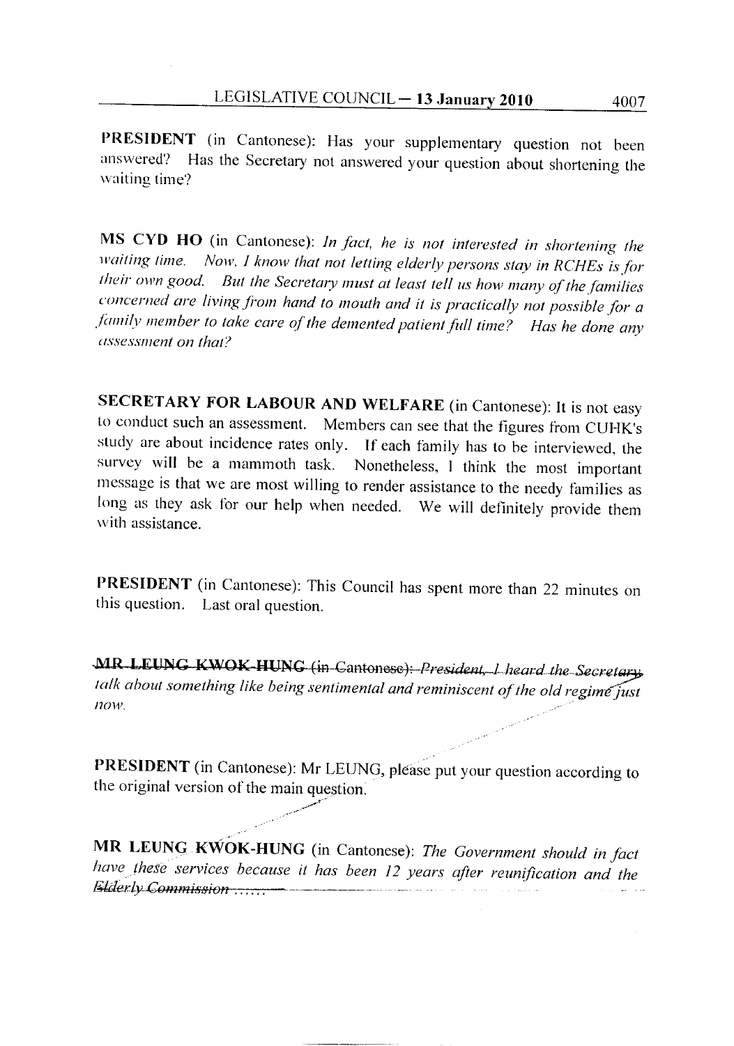**PRESIDENT** (in Cantonese): Has your supplementary question not been answered? Has the Secretary not answered your question about shortening the waiting time?

**MS CYD HO** (in Cantonese): *In fact, he is not interested in shortening the waiting time. Now, I know that not letting elderly persons stay in RCHEs is for their own good. But the Secretary must at least tell us how many of the families concerned are living from hand to mouth and it is practically not possible for a family member to take care of the demented patient full time? Has he done any assessment on that?*

**SECRETARY FOR LABOUR AND WELFARE** (in Cantonese): It is not easy to conduct such an assessment. Members can see that the figures from CUHK's study are about incidence rates only. If each family has to be interviewed, the survey will be a mammoth task. Nonetheless, I think the most important message is that we are most willing to render assistance to the needy families as long as they ask for our help when needed. We will definitely provide them with assistance.

**PRESIDENT** (in Cantonese): This Council has spent more than 22 minutes on this question. Last oral question.

**MR LEUNG KWOK-HUNG** (in Cantonese): *President, I heard the Secretary talk about something like being sentimental and reminiscent of the old regime just now.*

**PRESIDENT** (in Cantonese): Mr LEUNG, please put your question according to the original version of the main question.

**MR LEUNG KWOK-HUNG** (in Cantonese): *The Government should in fact have these services because it has been 12 years after reunification and the Elderly Commission ......*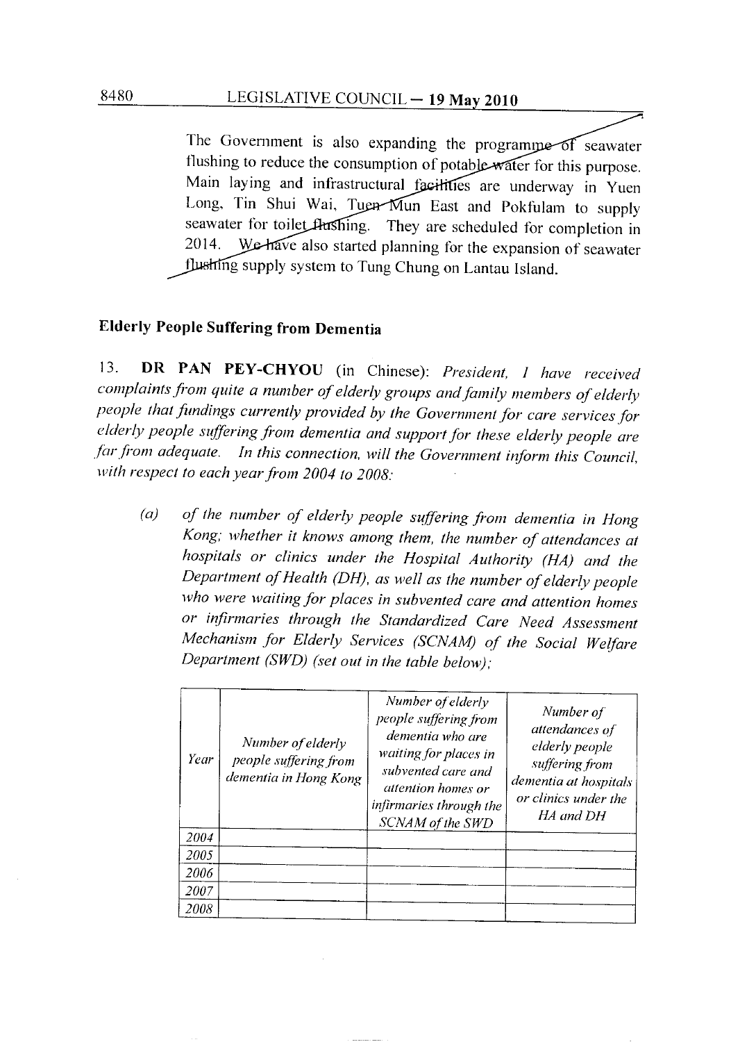The Government is also expanding the programme of seawater flushing to reduce the consumption of potable water for this purpose. Main laying and infrastructural facilities are underway in Yuen Long, Tin Shui Wai, Tuen Mun East and Pokfulam to supply seawater for toilet flushing. They are scheduled for completion in 2014. We have also started planning for the expansion of seawater flushing supply system to Tung Chung on Lantau Island.

## Elderly People Suffering from Dementia

13. **DR PAN PEY-CHYOU** (in Chinese): *President, I have received complaints from quite a number of elderly groups and family members of elderly people that fundings currently provided by the Government for care services for elderly people suffering from dementia and support for these elderly people are far from adequate. In this connection, will the Government inform this Council, with respect to each year from 2004 to 2008:*

(a) *of the number of elderly people suffering from dementia in Hong Kong; whether it knows among them, the number of attendances at hospitals or clinics under the Hospital Authority (HA) and the Department of Health (DH), as well as the number of elderly people who were waiting for places in subvented care and attention homes or infirmaries through the Standardized Care Need Assessment Mechanism for Elderly Services (SCNAM) of the Social Welfare Department (SWD) (set out in the table below);*

| *Year* | *Number of elderly people suffering from dementia in Hong Kong* | *Number of elderly people suffering from dementia who are waiting for places in subvented care and attention homes or infirmaries through the SCNAM of the SWD* | *Number of attendances of elderly people suffering from dementia at hospitals or clinics under the HA and DH* |
|---|---|---|---|
| *2004* | | | |
| *2005* | | | |
| *2006* | | | |
| *2007* | | | |
| *2008* | | | |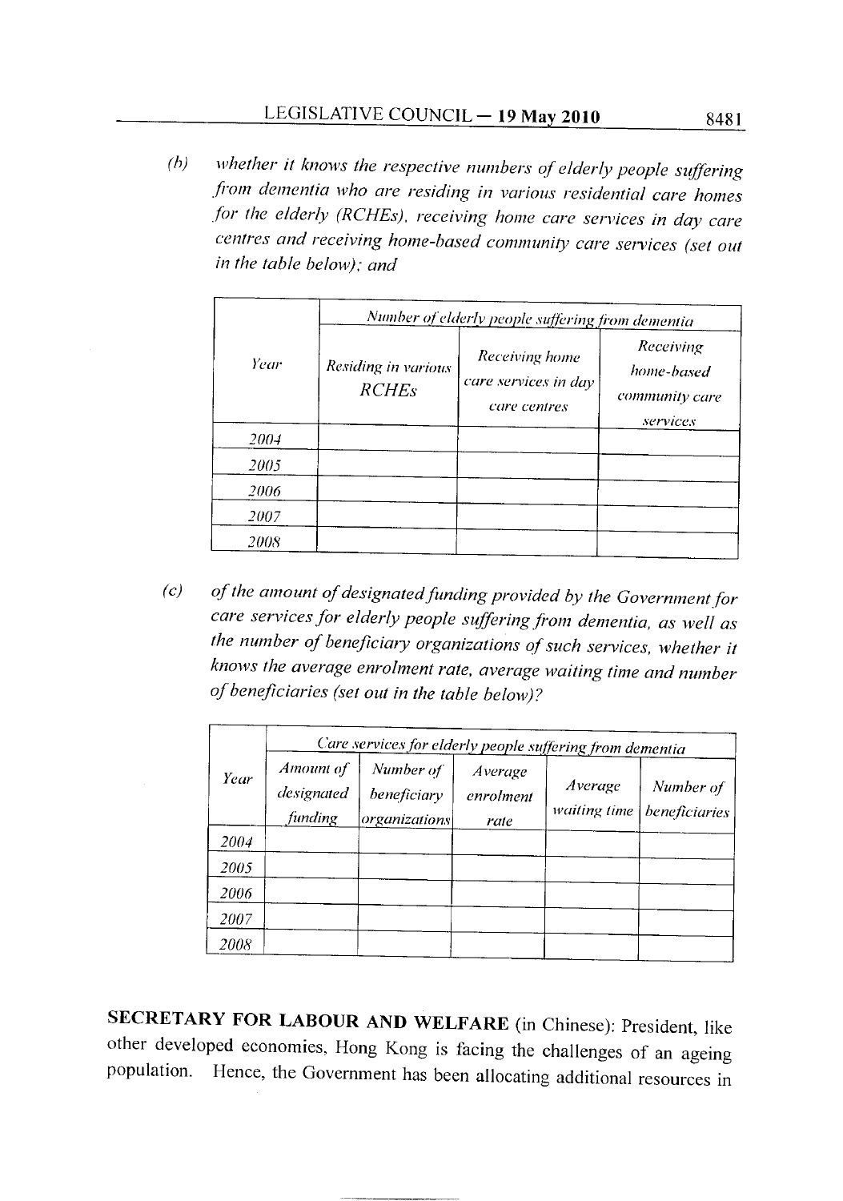*(b) whether it knows the respective numbers of elderly people suffering from dementia who are residing in various residential care homes for the elderly (RCHEs), receiving home care services in day care centres and receiving home-based community care services (set out in the table below); and*

| *Year* | *Number of elderly people suffering from dementia* | | |
|---|---|---|---|
| | *Residing in various RCHEs* | *Receiving home care services in day care centres* | *Receiving home-based community care services* |
| *2004* | | | |
| *2005* | | | |
| *2006* | | | |
| *2007* | | | |
| *2008* | | | |

*(c) of the amount of designated funding provided by the Government for care services for elderly people suffering from dementia, as well as the number of beneficiary organizations of such services, whether it knows the average enrolment rate, average waiting time and number of beneficiaries (set out in the table below)?*

| *Year* | *Care services for elderly people suffering from dementia* | | | | |
|---|---|---|---|---|---|
| | *Amount of designated funding* | *Number of beneficiary organizations* | *Average enrolment rate* | *Average waiting time* | *Number of beneficiaries* |
| *2004* | | | | | |
| *2005* | | | | | |
| *2006* | | | | | |
| *2007* | | | | | |
| *2008* | | | | | |

**SECRETARY FOR LABOUR AND WELFARE** (in Chinese): President, like other developed economies, Hong Kong is facing the challenges of an ageing population. Hence, the Government has been allocating additional resources in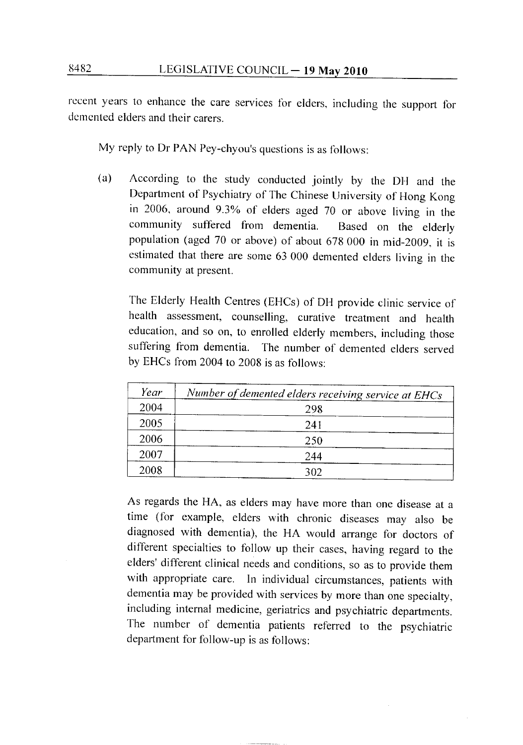recent years to enhance the care services for elders, including the support for demented elders and their carers.

My reply to Dr PAN Pey-chyou's questions is as follows:

(a) According to the study conducted jointly by the DH and the Department of Psychiatry of The Chinese University of Hong Kong in 2006, around 9.3% of elders aged 70 or above living in the community suffered from dementia. Based on the elderly population (aged 70 or above) of about 678 000 in mid-2009, it is estimated that there are some 63 000 demented elders living in the community at present.

The Elderly Health Centres (EHCs) of DH provide clinic service of health assessment, counselling, curative treatment and health education, and so on, to enrolled elderly members, including those suffering from dementia. The number of demented elders served by EHCs from 2004 to 2008 is as follows:

| *Year* | *Number of demented elders receiving service at EHCs* |
|---|---|
| 2004 | 298 |
| 2005 | 241 |
| 2006 | 250 |
| 2007 | 244 |
| 2008 | 302 |

As regards the HA, as elders may have more than one disease at a time (for example, elders with chronic diseases may also be diagnosed with dementia), the HA would arrange for doctors of different specialties to follow up their cases, having regard to the elders' different clinical needs and conditions, so as to provide them with appropriate care. In individual circumstances, patients with dementia may be provided with services by more than one specialty, including internal medicine, geriatrics and psychiatric departments. The number of dementia patients referred to the psychiatric department for follow-up is as follows: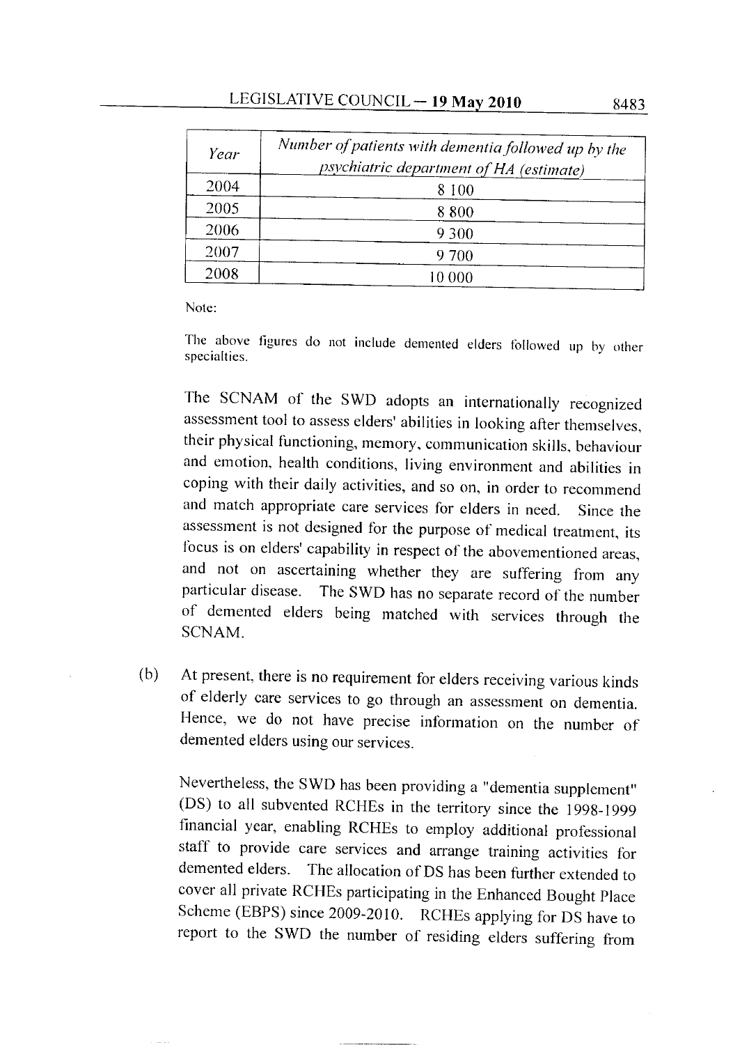| *Year* | *Number of patients with dementia followed up by the psychiatric department of HA (estimate)* |
|---|---|
| 2004 | 8 100 |
| 2005 | 8 800 |
| 2006 | 9 300 |
| 2007 | 9 700 |
| 2008 | 10 000 |

Note:

The above figures do not include demented elders followed up by other specialties.

The SCNAM of the SWD adopts an internationally recognized assessment tool to assess elders' abilities in looking after themselves, their physical functioning, memory, communication skills, behaviour and emotion, health conditions, living environment and abilities in coping with their daily activities, and so on, in order to recommend and match appropriate care services for elders in need. Since the assessment is not designed for the purpose of medical treatment, its focus is on elders' capability in respect of the abovementioned areas, and not on ascertaining whether they are suffering from any particular disease. The SWD has no separate record of the number of demented elders being matched with services through the SCNAM.

(b) At present, there is no requirement for elders receiving various kinds of elderly care services to go through an assessment on dementia. Hence, we do not have precise information on the number of demented elders using our services.

Nevertheless, the SWD has been providing a "dementia supplement" (DS) to all subvented RCHEs in the territory since the 1998-1999 financial year, enabling RCHEs to employ additional professional staff to provide care services and arrange training activities for demented elders. The allocation of DS has been further extended to cover all private RCHEs participating in the Enhanced Bought Place Scheme (EBPS) since 2009-2010. RCHEs applying for DS have to report to the SWD the number of residing elders suffering from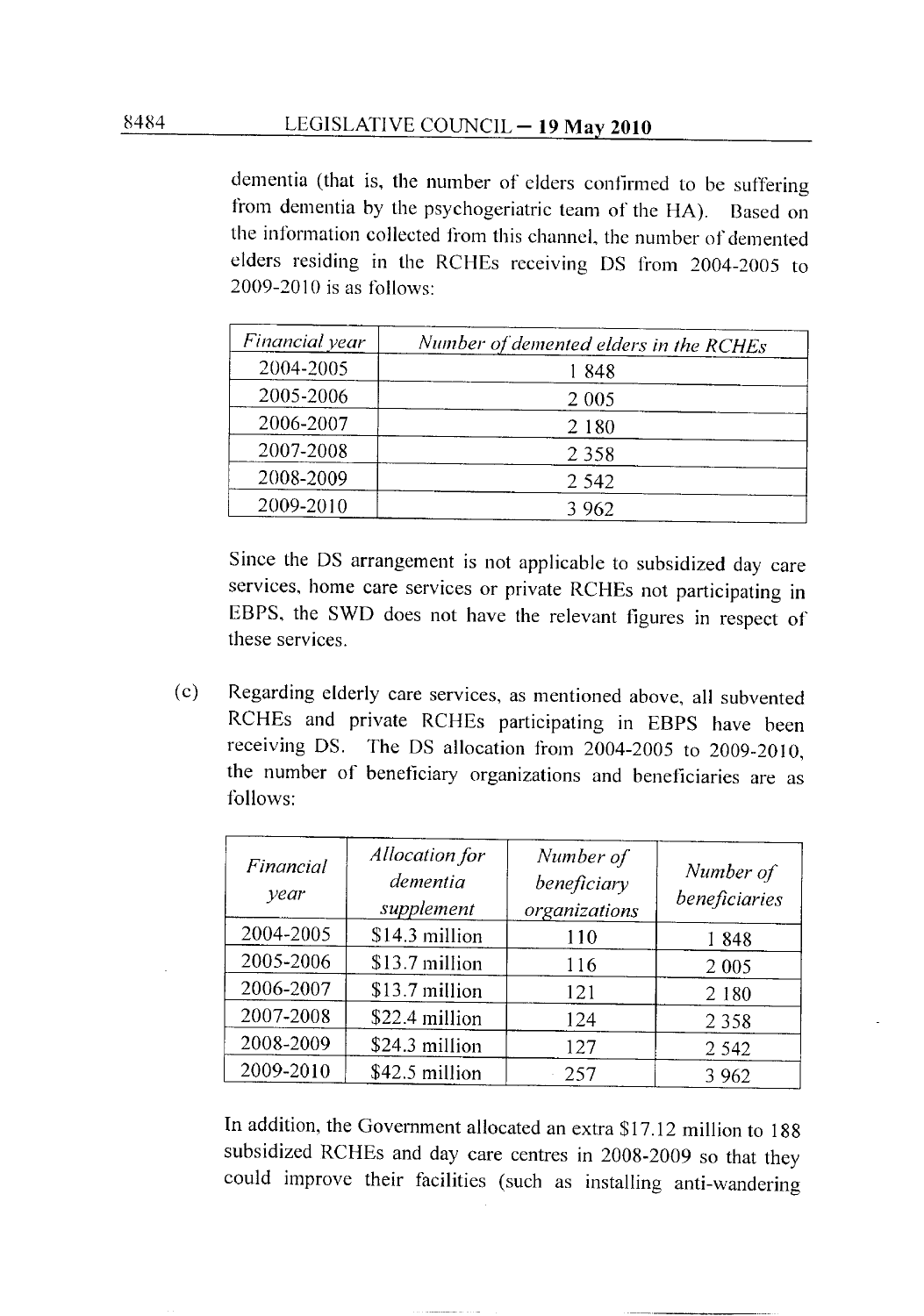dementia (that is, the number of elders confirmed to be suffering from dementia by the psychogeriatric team of the HA). Based on the information collected from this channel, the number of demented elders residing in the RCHEs receiving DS from 2004-2005 to 2009-2010 is as follows:

| *Financial year* | *Number of demented elders in the RCHEs* |
|---|---|
| 2004-2005 | 1 848 |
| 2005-2006 | 2 005 |
| 2006-2007 | 2 180 |
| 2007-2008 | 2 358 |
| 2008-2009 | 2 542 |
| 2009-2010 | 3 962 |

Since the DS arrangement is not applicable to subsidized day care services, home care services or private RCHEs not participating in EBPS, the SWD does not have the relevant figures in respect of these services.

(c) Regarding elderly care services, as mentioned above, all subvented RCHEs and private RCHEs participating in EBPS have been receiving DS. The DS allocation from 2004-2005 to 2009-2010, the number of beneficiary organizations and beneficiaries are as follows:

| *Financial year* | *Allocation for dementia supplement* | *Number of beneficiary organizations* | *Number of beneficiaries* |
|---|---|---|---|
| 2004-2005 | $14.3 million | 110 | 1 848 |
| 2005-2006 | $13.7 million | 116 | 2 005 |
| 2006-2007 | $13.7 million | 121 | 2 180 |
| 2007-2008 | $22.4 million | 124 | 2 358 |
| 2008-2009 | $24.3 million | 127 | 2 542 |
| 2009-2010 | $42.5 million | 257 | 3 962 |

In addition, the Government allocated an extra $17.12 million to 188 subsidized RCHEs and day care centres in 2008-2009 so that they could improve their facilities (such as installing anti-wandering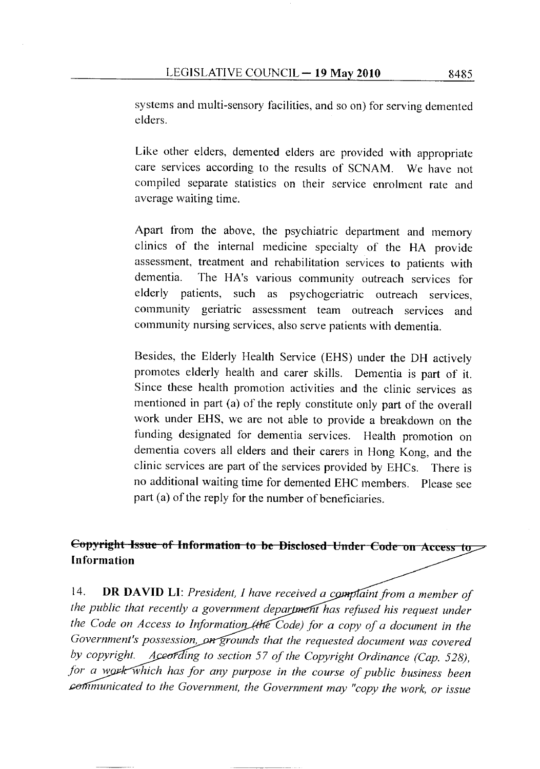systems and multi-sensory facilities, and so on) for serving demented elders.

Like other elders, demented elders are provided with appropriate care services according to the results of SCNAM. We have not compiled separate statistics on their service enrolment rate and average waiting time.

Apart from the above, the psychiatric department and memory clinics of the internal medicine specialty of the HA provide assessment, treatment and rehabilitation services to patients with dementia. The HA's various community outreach services for elderly patients, such as psychogeriatric outreach services, community geriatric assessment team outreach services and community nursing services, also serve patients with dementia.

Besides, the Elderly Health Service (EHS) under the DH actively promotes elderly health and carer skills. Dementia is part of it. Since these health promotion activities and the clinic services as mentioned in part (a) of the reply constitute only part of the overall work under EHS, we are not able to provide a breakdown on the funding designated for dementia services. Health promotion on dementia covers all elders and their carers in Hong Kong, and the clinic services are part of the services provided by EHCs. There is no additional waiting time for demented EHC members. Please see part (a) of the reply for the number of beneficiaries.

## Copyright Issue of Information to be Disclosed Under Code on Access to Information

14. **DR DAVID LI**: *President, I have received a complaint from a member of the public that recently a government department has refused his request under the Code on Access to Information (the Code) for a copy of a document in the Government's possession, on grounds that the requested document was covered by copyright. According to section 57 of the Copyright Ordinance (Cap. 528), for a work which has for any purpose in the course of public business been communicated to the Government, the Government may "copy the work, or issue*